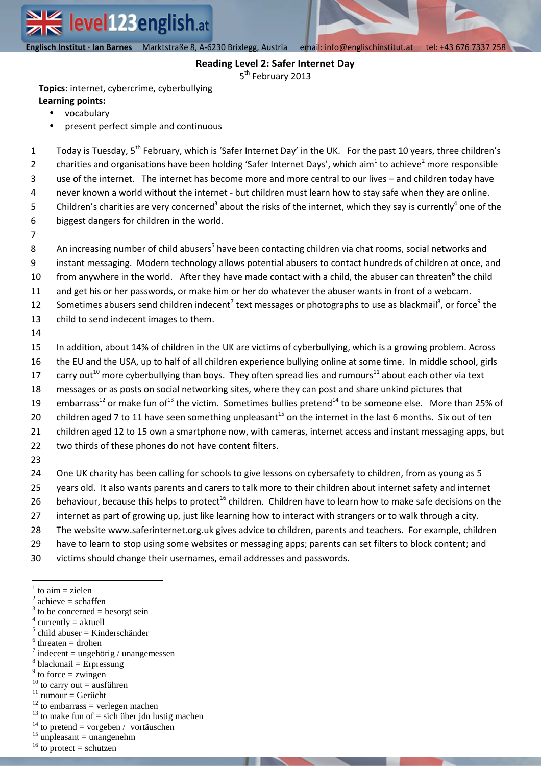Englisch Institut · Ian Barnes Marktstraße 8, A-6230 Brixlegg, Austria email: info@englischinstitut.at tel: +43 676 7337 258

## Reading Level 2: Safer Internet Day

5th February 2013

**Topics:** internet, cybercrime, cyberbullying
**Learning points:**

- vocabulary
- present perfect simple and continuous

1 Today is Tuesday, 5th February, which is 'Safer Internet Day' in the UK. For the past 10 years, three children's
2 charities and organisations have been holding 'Safer Internet Days', which aim[1] to achieve[2] more responsible
3 use of the internet. The internet has become more and more central to our lives – and children today have
4 never known a world without the internet - but children must learn how to stay safe when they are online.
5 Children's charities are very concerned[3] about the risks of the internet, which they say is currently[4] one of the
6 biggest dangers for children in the world.
7
8 An increasing number of child abusers[5] have been contacting children via chat rooms, social networks and
9 instant messaging. Modern technology allows potential abusers to contact hundreds of children at once, and
10 from anywhere in the world. After they have made contact with a child, the abuser can threaten[6] the child
11 and get his or her passwords, or make him or her do whatever the abuser wants in front of a webcam.
12 Sometimes abusers send children indecent[7] text messages or photographs to use as blackmail[8], or force[9] the
13 child to send indecent images to them.
14
15 In addition, about 14% of children in the UK are victims of cyberbullying, which is a growing problem. Across
16 the EU and the USA, up to half of all children experience bullying online at some time. In middle school, girls
17 carry out[10] more cyberbullying than boys. They often spread lies and rumours[11] about each other via text
18 messages or as posts on social networking sites, where they can post and share unkind pictures that
19 embarrass[12] or make fun of[13] the victim. Sometimes bullies pretend[14] to be someone else. More than 25% of
20 children aged 7 to 11 have seen something unpleasant[15] on the internet in the last 6 months. Six out of ten
21 children aged 12 to 15 own a smartphone now, with cameras, internet access and instant messaging apps, but
22 two thirds of these phones do not have content filters.
23
24 One UK charity has been calling for schools to give lessons on cybersafety to children, from as young as 5
25 years old. It also wants parents and carers to talk more to their children about internet safety and internet
26 behaviour, because this helps to protect[16] children. Children have to learn how to make safe decisions on the
27 internet as part of growing up, just like learning how to interact with strangers or to walk through a city.
28 The website www.saferinternet.org.uk gives advice to children, parents and teachers. For example, children
29 have to learn to stop using some websites or messaging apps; parents can set filters to block content; and
30 victims should change their usernames, email addresses and passwords.

---

[1] to aim = zielen
[2] achieve = schaffen
[3] to be concerned = besorgt sein
[4] currently = aktuell
[5] child abuser = Kinderschänder
[6] threaten = drohen
[7] indecent = ungehörig / unangemessen
[8] blackmail = Erpressung
[9] to force = zwingen
[10] to carry out = ausführen
[11] rumour = Gerücht
[12] to embarrass = verlegen machen
[13] to make fun of = sich über jdn lustig machen
[14] to pretend = vorgeben / vortäuschen
[15] unpleasant = unangenehm
[16] to protect = schutzen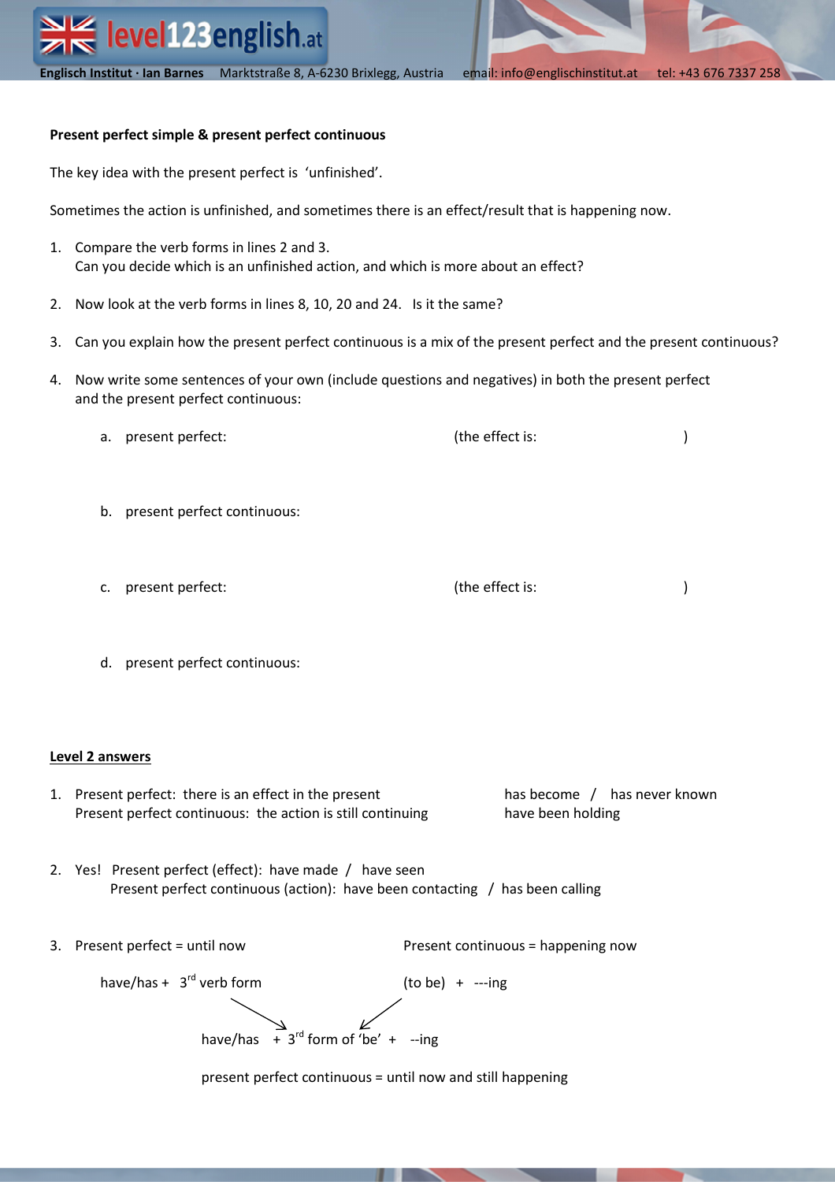**Present perfect simple & present perfect continuous**

The key idea with the present perfect is 'unfinished'.

Sometimes the action is unfinished, and sometimes there is an effect/result that is happening now.

1. Compare the verb forms in lines 2 and 3.
   Can you decide which is an unfinished action, and which is more about an effect?

2. Now look at the verb forms in lines 8, 10, 20 and 24. Is it the same?

3. Can you explain how the present perfect continuous is a mix of the present perfect and the present continuous?

4. Now write some sentences of your own (include questions and negatives) in both the present perfect and the present perfect continuous:

   a. present perfect: (the effect is: )

   b. present perfect continuous:

   c. present perfect: (the effect is: )

   d. present perfect continuous:

__**Level 2 answers**__

1. Present perfect: there is an effect in the present — has become / has never known
   Present perfect continuous: the action is still continuing — have been holding

2. Yes! Present perfect (effect): have made / have seen
   Present perfect continuous (action): have been contacting / has been calling

3. Present perfect = until now

   have/has + 3rd verb form

   Present continuous = happening now

   (to be) + ---ing

   have/has + 3rd form of 'be' + --ing

   present perfect continuous = until now and still happening